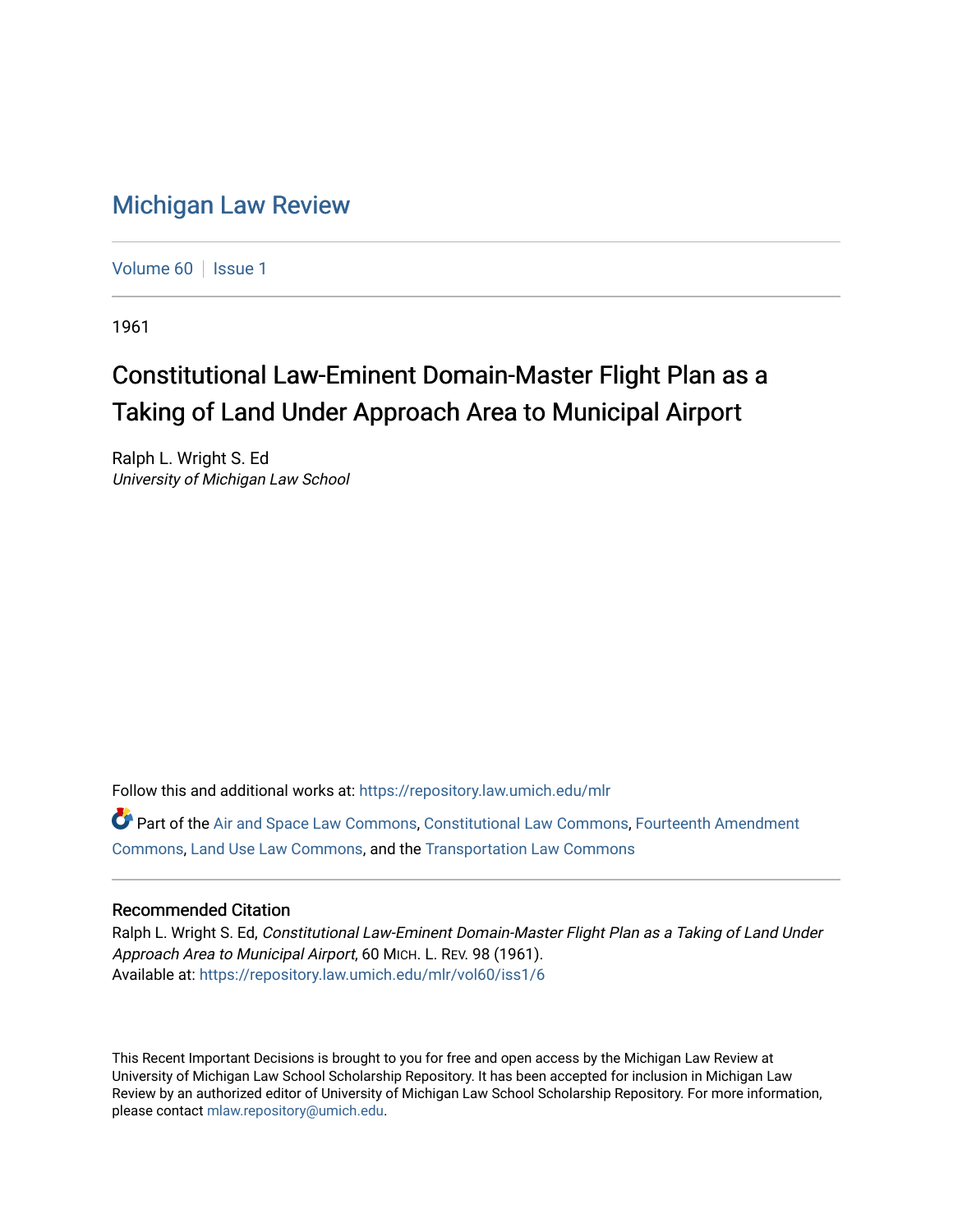# Michigan Law Review

Volume 60 | Issue 1

1961

## Constitutional Law-Eminent Domain-Master Flight Plan as a Taking of Land Under Approach Area to Municipal Airport

Ralph L. Wright S. Ed
*University of Michigan Law School*

Follow this and additional works at: https://repository.law.umich.edu/mlr

Part of the Air and Space Law Commons, Constitutional Law Commons, Fourteenth Amendment Commons, Land Use Law Commons, and the Transportation Law Commons

### Recommended Citation

Ralph L. Wright S. Ed, *Constitutional Law-Eminent Domain-Master Flight Plan as a Taking of Land Under Approach Area to Municipal Airport*, 60 MICH. L. REV. 98 (1961).
Available at: https://repository.law.umich.edu/mlr/vol60/iss1/6

This Recent Important Decisions is brought to you for free and open access by the Michigan Law Review at University of Michigan Law School Scholarship Repository. It has been accepted for inclusion in Michigan Law Review by an authorized editor of University of Michigan Law School Scholarship Repository. For more information, please contact mlaw.repository@umich.edu.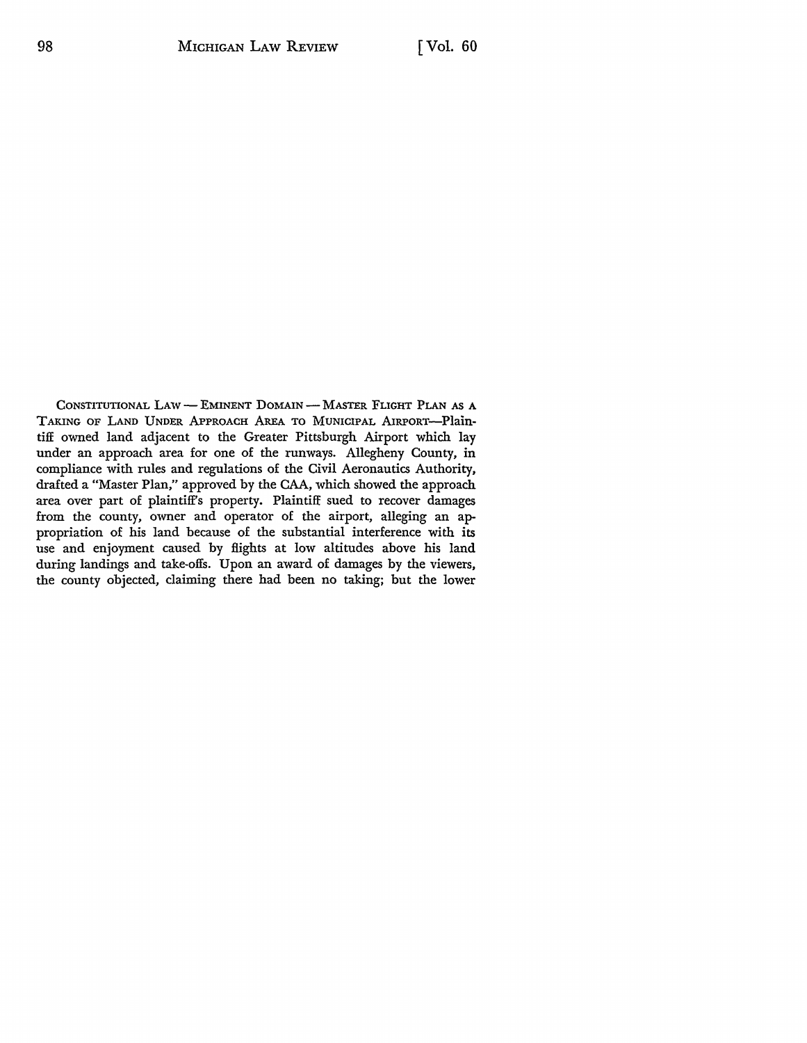CONSTITUTIONAL LAW — EMINENT DOMAIN — MASTER FLIGHT PLAN AS A TAKING OF LAND UNDER APPROACH AREA TO MUNICIPAL AIRPORT—Plaintiff owned land adjacent to the Greater Pittsburgh Airport which lay under an approach area for one of the runways. Allegheny County, in compliance with rules and regulations of the Civil Aeronautics Authority, drafted a "Master Plan," approved by the CAA, which showed the approach area over part of plaintiff's property. Plaintiff sued to recover damages from the county, owner and operator of the airport, alleging an appropriation of his land because of the substantial interference with its use and enjoyment caused by flights at low altitudes above his land during landings and take-offs. Upon an award of damages by the viewers, the county objected, claiming there had been no taking; but the lower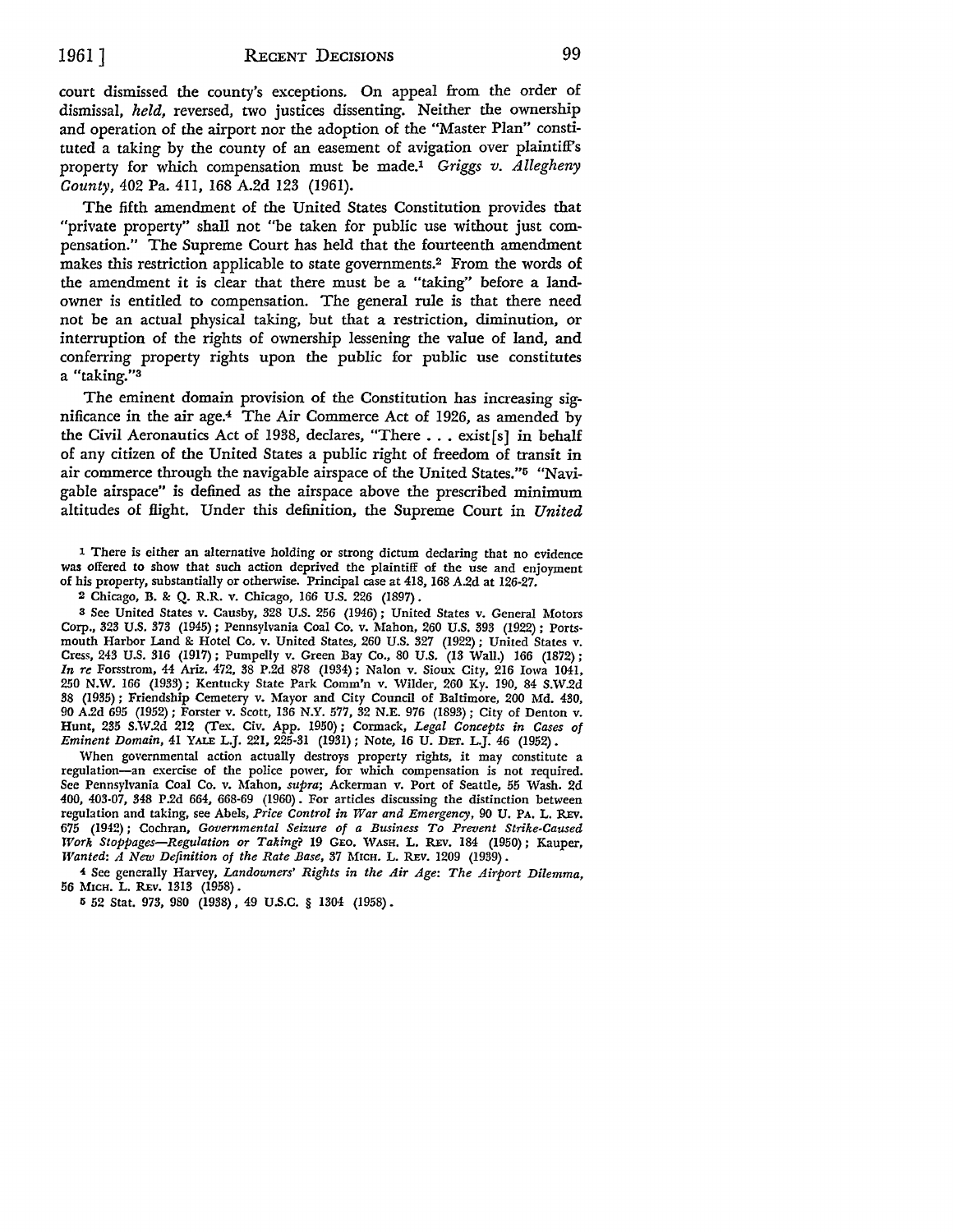court dismissed the county's exceptions. On appeal from the order of dismissal, *held*, reversed, two justices dissenting. Neither the ownership and operation of the airport nor the adoption of the "Master Plan" constituted a taking by the county of an easement of avigation over plaintiff's property for which compensation must be made.[1] *Griggs v. Allegheny County*, 402 Pa. 411, 168 A.2d 123 (1961).

The fifth amendment of the United States Constitution provides that "private property" shall not "be taken for public use without just compensation." The Supreme Court has held that the fourteenth amendment makes this restriction applicable to state governments.[2] From the words of the amendment it is clear that there must be a "taking" before a landowner is entitled to compensation. The general rule is that there need not be an actual physical taking, but that a restriction, diminution, or interruption of the rights of ownership lessening the value of land, and conferring property rights upon the public for public use constitutes a "taking."[3]

The eminent domain provision of the Constitution has increasing significance in the air age.[4] The Air Commerce Act of 1926, as amended by the Civil Aeronautics Act of 1938, declares, "There . . . exist[s] in behalf of any citizen of the United States a public right of freedom of transit in air commerce through the navigable airspace of the United States."[5] "Navigable airspace" is defined as the airspace above the prescribed minimum altitudes of flight. Under this definition, the Supreme Court in *United*

---

[1] There is either an alternative holding or strong dictum declaring that no evidence was offered to show that such action deprived the plaintiff of the use and enjoyment of his property, substantially or otherwise. Principal case at 418, 168 A.2d at 126-27.

[2] Chicago, B. & Q. R.R. v. Chicago, 166 U.S. 226 (1897).

[3] See United States v. Causby, 328 U.S. 256 (1946); United States v. General Motors Corp., 323 U.S. 373 (1945); Pennsylvania Coal Co. v. Mahon, 260 U.S. 393 (1922); Portsmouth Harbor Land & Hotel Co. v. United States, 260 U.S. 327 (1922); United States v. Cress, 243 U.S. 316 (1917); Pumpelly v. Green Bay Co., 80 U.S. (13 Wall.) 166 (1872); *In re* Forsstrom, 44 Ariz. 472, 38 P.2d 878 (1934); Nalon v. Sioux City, 216 Iowa 1041, 250 N.W. 166 (1933); Kentucky State Park Comm'n v. Wilder, 260 Ky. 190, 84 S.W.2d 38 (1935); Friendship Cemetery v. Mayor and City Council of Baltimore, 200 Md. 430, 90 A.2d 695 (1952); Forster v. Scott, 136 N.Y. 577, 32 N.E. 976 (1893); City of Denton v. Hunt, 235 S.W.2d 212 (Tex. Civ. App. 1950); Cormack, *Legal Concepts in Cases of Eminent Domain*, 41 YALE L.J. 221, 225-31 (1931); Note, 16 U. DET. L.J. 46 (1952).

When governmental action actually destroys property rights, it may constitute a regulation—an exercise of the police power, for which compensation is not required. See Pennsylvania Coal Co. v. Mahon, *supra*; Ackerman v. Port of Seattle, 55 Wash. 2d 400, 403-07, 348 P.2d 664, 668-69 (1960). For articles discussing the distinction between regulation and taking, see Abels, *Price Control in War and Emergency*, 90 U. PA. L. REV. 675 (1942); Cochran, *Governmental Seizure of a Business To Prevent Strike-Caused Work Stoppages—Regulation or Taking?* 19 GEO. WASH. L. REV. 184 (1950); Kauper, *Wanted: A New Definition of the Rate Base*, 37 MICH. L. REV. 1209 (1939).

[4] See generally Harvey, *Landowners' Rights in the Air Age: The Airport Dilemma*, 56 MICH. L. REV. 1313 (1958).

[5] 52 Stat. 973, 980 (1938), 49 U.S.C. § 1304 (1958).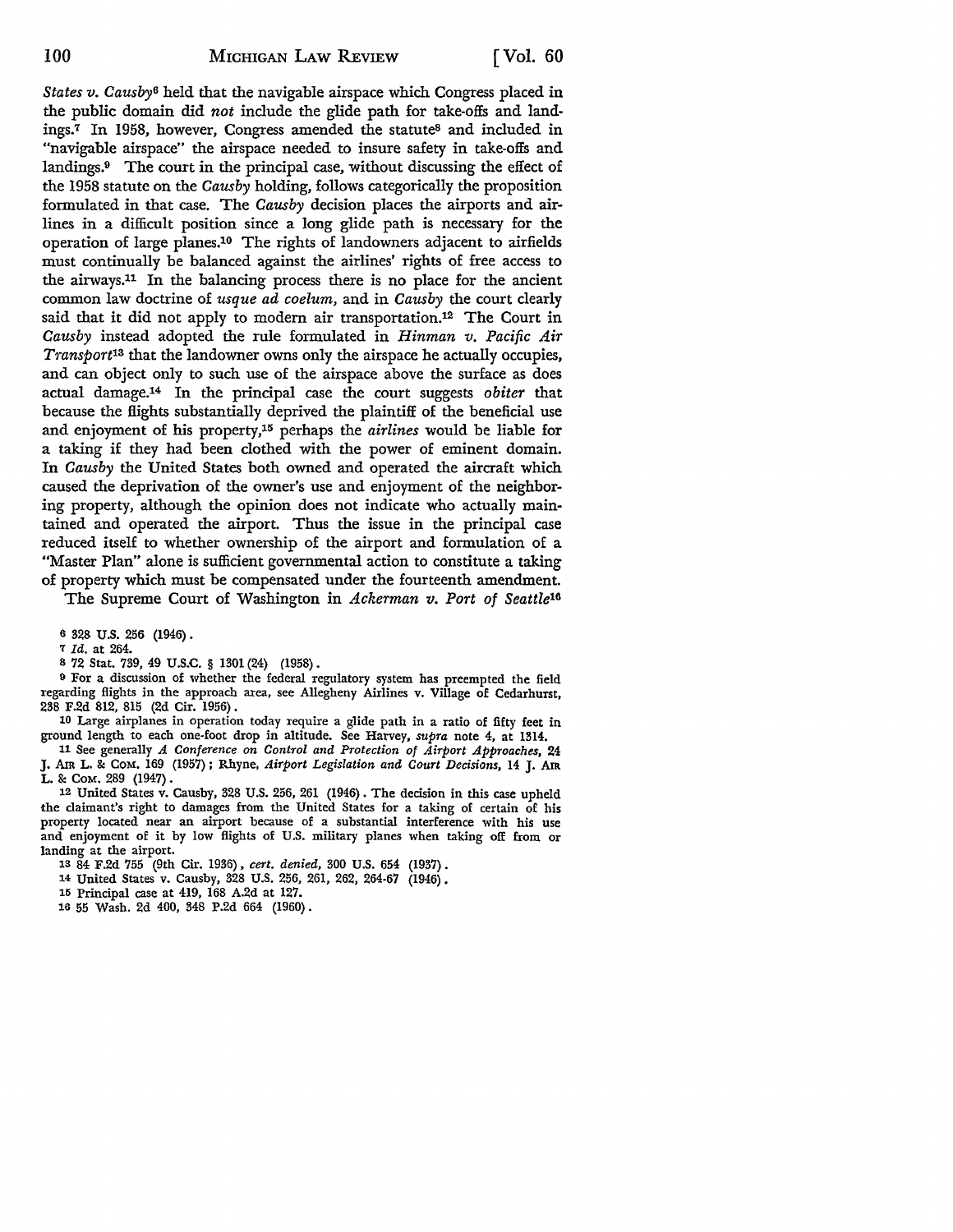*States v. Causby*[6] held that the navigable airspace which Congress placed in the public domain did *not* include the glide path for take-offs and landings.[7] In 1958, however, Congress amended the statute[8] and included in "navigable airspace" the airspace needed to insure safety in take-offs and landings.[9] The court in the principal case, without discussing the effect of the 1958 statute on the *Causby* holding, follows categorically the proposition formulated in that case. The *Causby* decision places the airports and airlines in a difficult position since a long glide path is necessary for the operation of large planes.[10] The rights of landowners adjacent to airfields must continually be balanced against the airlines' rights of free access to the airways.[11] In the balancing process there is no place for the ancient common law doctrine of *usque ad coelum*, and in *Causby* the court clearly said that it did not apply to modern air transportation.[12] The Court in *Causby* instead adopted the rule formulated in *Hinman v. Pacific Air Transport*[13] that the landowner owns only the airspace he actually occupies, and can object only to such use of the airspace above the surface as does actual damage.[14] In the principal case the court suggests *obiter* that because the flights substantially deprived the plaintiff of the beneficial use and enjoyment of his property,[15] perhaps the *airlines* would be liable for a taking if they had been clothed with the power of eminent domain. In *Causby* the United States both owned and operated the aircraft which caused the deprivation of the owner's use and enjoyment of the neighboring property, although the opinion does not indicate who actually maintained and operated the airport. Thus the issue in the principal case reduced itself to whether ownership of the airport and formulation of a "Master Plan" alone is sufficient governmental action to constitute a taking of property which must be compensated under the fourteenth amendment.

The Supreme Court of Washington in *Ackerman v. Port of Seattle*[16]

---

6 328 U.S. 256 (1946).

7 *Id.* at 264.

8 72 Stat. 739, 49 U.S.C. § 1301 (24) (1958).

9 For a discussion of whether the federal regulatory system has preempted the field regarding flights in the approach area, see Allegheny Airlines v. Village of Cedarhurst, 238 F.2d 812, 815 (2d Cir. 1956).

10 Large airplanes in operation today require a glide path in a ratio of fifty feet in ground length to each one-foot drop in altitude. See Harvey, *supra* note 4, at 1314.

11 See generally *A Conference on Control and Protection of Airport Approaches*, 24 J. Air L. & Com. 169 (1957); Rhyne, *Airport Legislation and Court Decisions*, 14 J. Air L. & Com. 289 (1947).

12 United States v. Causby, 328 U.S. 256, 261 (1946). The decision in this case upheld the claimant's right to damages from the United States for a taking of certain of his property located near an airport because of a substantial interference with his use and enjoyment of it by low flights of U.S. military planes when taking off from or landing at the airport.

13 84 F.2d 755 (9th Cir. 1936), *cert. denied*, 300 U.S. 654 (1937).

14 United States v. Causby, 328 U.S. 256, 261, 262, 264-67 (1946).

15 Principal case at 419, 168 A.2d at 127.

16 55 Wash. 2d 400, 348 P.2d 664 (1960).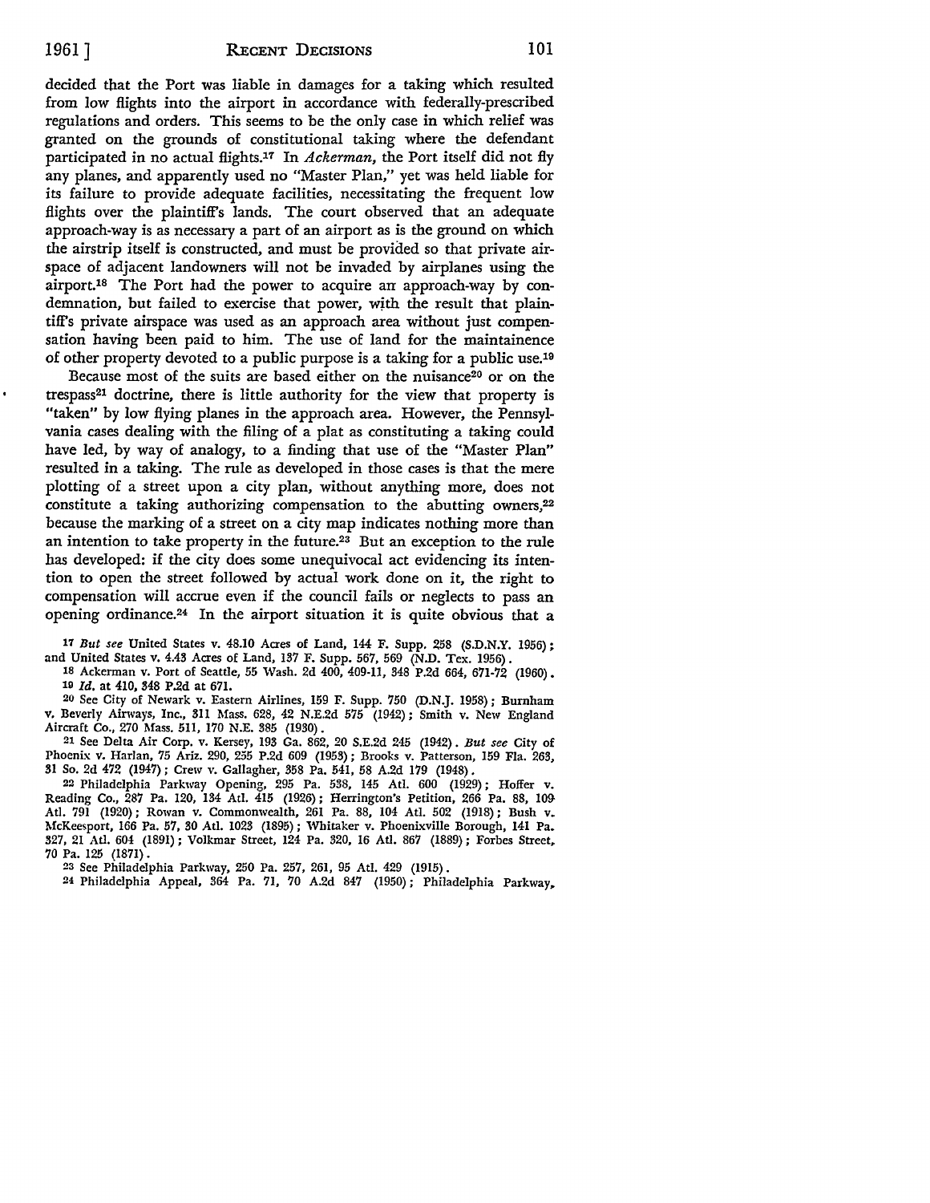decided that the Port was liable in damages for a taking which resulted from low flights into the airport in accordance with federally-prescribed regulations and orders. This seems to be the only case in which relief was granted on the grounds of constitutional taking where the defendant participated in no actual flights.[17] In *Ackerman*, the Port itself did not fly any planes, and apparently used no "Master Plan," yet was held liable for its failure to provide adequate facilities, necessitating the frequent low flights over the plaintiff's lands. The court observed that an adequate approach-way is as necessary a part of an airport as is the ground on which the airstrip itself is constructed, and must be provided so that private airspace of adjacent landowners will not be invaded by airplanes using the airport.[18] The Port had the power to acquire an approach-way by condemnation, but failed to exercise that power, with the result that plaintiff's private airspace was used as an approach area without just compensation having been paid to him. The use of land for the maintainence of other property devoted to a public purpose is a taking for a public use.[19]

Because most of the suits are based either on the nuisance[20] or on the trespass[21] doctrine, there is little authority for the view that property is "taken" by low flying planes in the approach area. However, the Pennsylvania cases dealing with the filing of a plat as constituting a taking could have led, by way of analogy, to a finding that use of the "Master Plan" resulted in a taking. The rule as developed in those cases is that the mere plotting of a street upon a city plan, without anything more, does not constitute a taking authorizing compensation to the abutting owners,[22] because the marking of a street on a city map indicates nothing more than an intention to take property in the future.[23] But an exception to the rule has developed: if the city does some unequivocal act evidencing its intention to open the street followed by actual work done on it, the right to compensation will accrue even if the council fails or neglects to pass an opening ordinance.[24] In the airport situation it is quite obvious that a

[17] *But see* United States v. 48.10 Acres of Land, 144 F. Supp. 258 (S.D.N.Y. 1956); and United States v. 4.43 Acres of Land, 137 F. Supp. 567, 569 (N.D. Tex. 1956).

[18] Ackerman v. Port of Seattle, 55 Wash. 2d 400, 409-11, 348 P.2d 664, 671-72 (1960).

[19] *Id.* at 410, 348 P.2d at 671.

[20] See City of Newark v. Eastern Airlines, 159 F. Supp. 750 (D.N.J. 1958); Burnham v. Beverly Airways, Inc., 311 Mass. 628, 42 N.E.2d 575 (1942); Smith v. New England Aircraft Co., 270 Mass. 511, 170 N.E. 385 (1930).

[21] See Delta Air Corp. v. Kersey, 193 Ga. 862, 20 S.E.2d 245 (1942). *But see* City of Phoenix v. Harlan, 75 Ariz. 290, 255 P.2d 609 (1953); Brooks v. Patterson, 159 Fla. 263, 31 So. 2d 472 (1947); Crew v. Gallagher, 358 Pa. 541, 58 A.2d 179 (1948).

[22] Philadelphia Parkway Opening, 295 Pa. 538, 145 Atl. 600 (1929); Hoffer v. Reading Co., 287 Pa. 120, 134 Atl. 415 (1926); Herrington's Petition, 266 Pa. 88, 109 Atl. 791 (1920); Rowan v. Commonwealth, 261 Pa. 88, 104 Atl. 502 (1918); Bush v. McKeesport, 166 Pa. 57, 30 Atl. 1023 (1895); Whitaker v. Phoenixville Borough, 141 Pa. 327, 21 Atl. 604 (1891); Volkmar Street, 124 Pa. 320, 16 Atl. 867 (1889); Forbes Street, 70 Pa. 125 (1871).

[23] See Philadelphia Parkway, 250 Pa. 257, 261, 95 Atl. 429 (1915).

[24] Philadelphia Appeal, 364 Pa. 71, 70 A.2d 847 (1950); Philadelphia Parkway,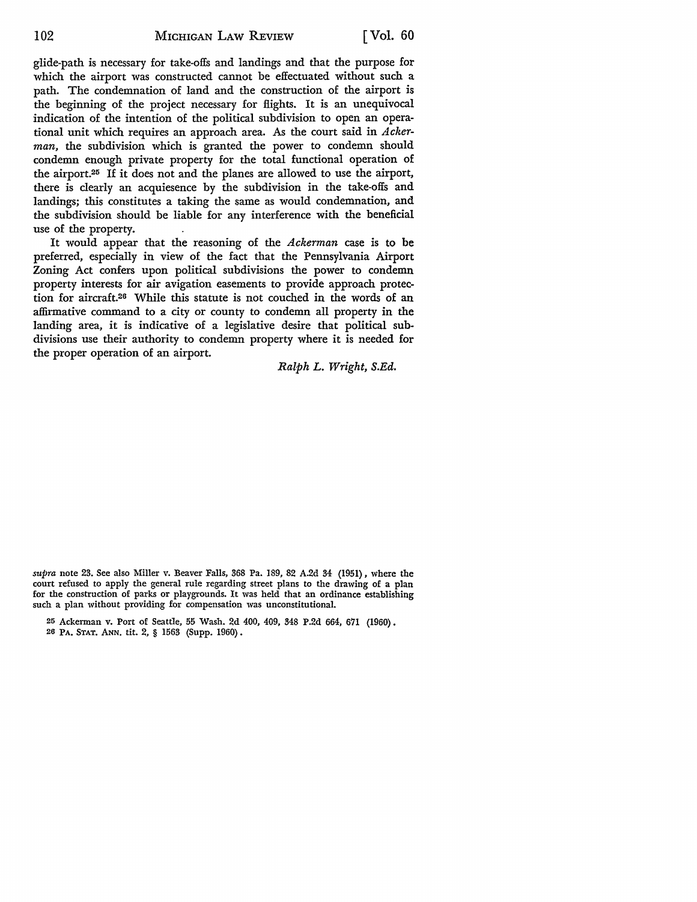glide-path is necessary for take-offs and landings and that the purpose for which the airport was constructed cannot be effectuated without such a path. The condemnation of land and the construction of the airport is the beginning of the project necessary for flights. It is an unequivocal indication of the intention of the political subdivision to open an operational unit which requires an approach area. As the court said in *Ackerman*, the subdivision which is granted the power to condemn should condemn enough private property for the total functional operation of the airport.[25] If it does not and the planes are allowed to use the airport, there is clearly an acquiesence by the subdivision in the take-offs and landings; this constitutes a taking the same as would condemnation, and the subdivision should be liable for any interference with the beneficial use of the property.

It would appear that the reasoning of the *Ackerman* case is to be preferred, especially in view of the fact that the Pennsylvania Airport Zoning Act confers upon political subdivisions the power to condemn property interests for air avigation easements to provide approach protection for aircraft.[26] While this statute is not couched in the words of an affirmative command to a city or county to condemn all property in the landing area, it is indicative of a legislative desire that political subdivisions use their authority to condemn property where it is needed for the proper operation of an airport.

*Ralph L. Wright, S.Ed.*

---

*supra* note 23. See also Miller v. Beaver Falls, 368 Pa. 189, 82 A.2d 34 (1951), where the court refused to apply the general rule regarding street plans to the drawing of a plan for the construction of parks or playgrounds. It was held that an ordinance establishing such a plan without providing for compensation was unconstitutional.

25 Ackerman v. Port of Seattle, 55 Wash. 2d 400, 409, 348 P.2d 664, 671 (1960).

26 PA. STAT. ANN. tit. 2, § 1563 (Supp. 1960).